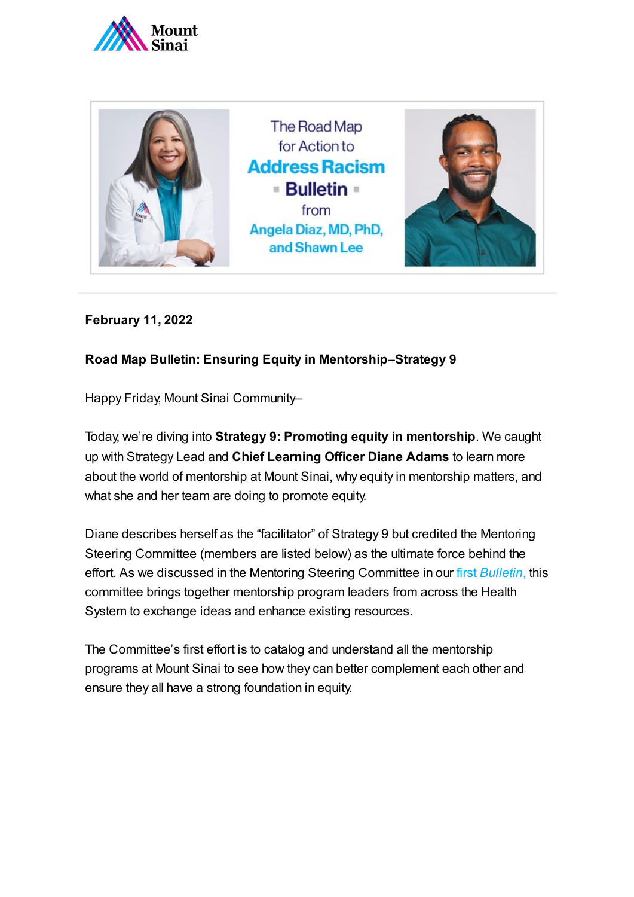The Road Map for Action to **Address Racism** **Bulletin** from Angela Diaz, MD, PhD, and Shawn Lee

**February 11, 2022**

**Road Map Bulletin: Ensuring Equity in Mentorship–Strategy 9**

Happy Friday, Mount Sinai Community–

Today, we're diving into **Strategy 9: Promoting equity in mentorship**. We caught up with Strategy Lead and **Chief Learning Officer Diane Adams** to learn more about the world of mentorship at Mount Sinai, why equity in mentorship matters, and what she and her team are doing to promote equity.

Diane describes herself as the "facilitator" of Strategy 9 but credited the Mentoring Steering Committee (members are listed below) as the ultimate force behind the effort. As we discussed in the Mentoring Steering Committee in our first *Bulletin*, this committee brings together mentorship program leaders from across the Health System to exchange ideas and enhance existing resources.

The Committee's first effort is to catalog and understand all the mentorship programs at Mount Sinai to see how they can better complement each other and ensure they all have a strong foundation in equity.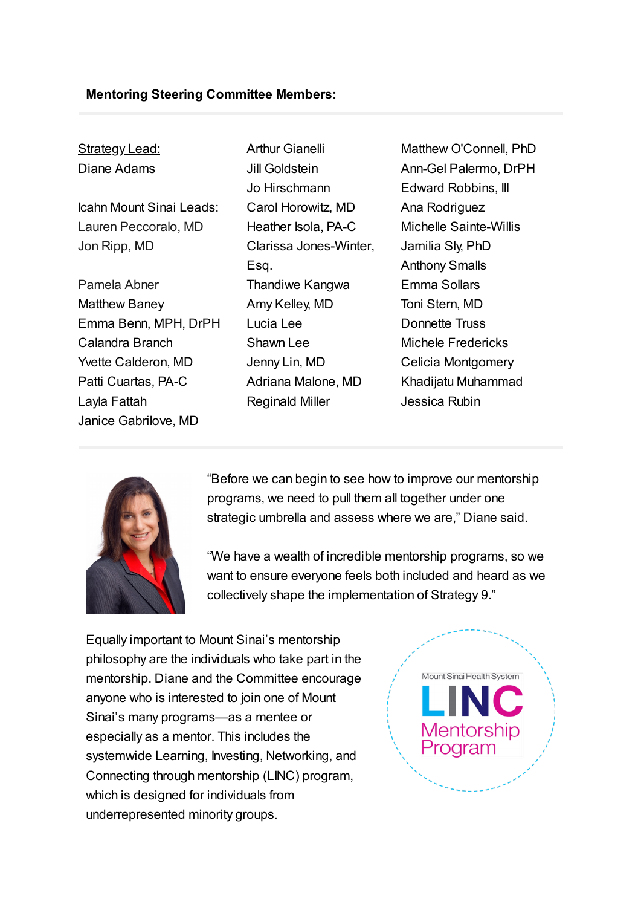**Mentoring Steering Committee Members:**

Strategy Lead:
Diane Adams

Icahn Mount Sinai Leads:
Lauren Peccoralo, MD
Jon Ripp, MD

Pamela Abner
Matthew Baney
Emma Benn, MPH, DrPH
Calandra Branch
Yvette Calderon, MD
Patti Cuartas, PA-C
Layla Fattah
Janice Gabrilove, MD
Arthur Gianelli
Jill Goldstein
Jo Hirschmann
Carol Horowitz, MD
Heather Isola, PA-C
Clarissa Jones-Winter, Esq.
Thandiwe Kangwa
Amy Kelley, MD
Lucia Lee
Shawn Lee
Jenny Lin, MD
Adriana Malone, MD
Reginald Miller
Matthew O'Connell, PhD
Ann-Gel Palermo, DrPH
Edward Robbins, III
Ana Rodriguez
Michelle Sainte-Willis
Jamilia Sly, PhD
Anthony Smalls
Emma Sollars
Toni Stern, MD
Donnette Truss
Michele Fredericks
Celicia Montgomery
Khadijatu Muhammad
Jessica Rubin

"Before we can begin to see how to improve our mentorship programs, we need to pull them all together under one strategic umbrella and assess where we are," Diane said.

"We have a wealth of incredible mentorship programs, so we want to ensure everyone feels both included and heard as we collectively shape the implementation of Strategy 9."

Equally important to Mount Sinai's mentorship philosophy are the individuals who take part in the mentorship. Diane and the Committee encourage anyone who is interested to join one of Mount Sinai's many programs—as a mentee or especially as a mentor. This includes the systemwide Learning, Investing, Networking, and Connecting through mentorship (LINC) program, which is designed for individuals from underrepresented minority groups.

Mount Sinai Health System
LINC
Mentorship Program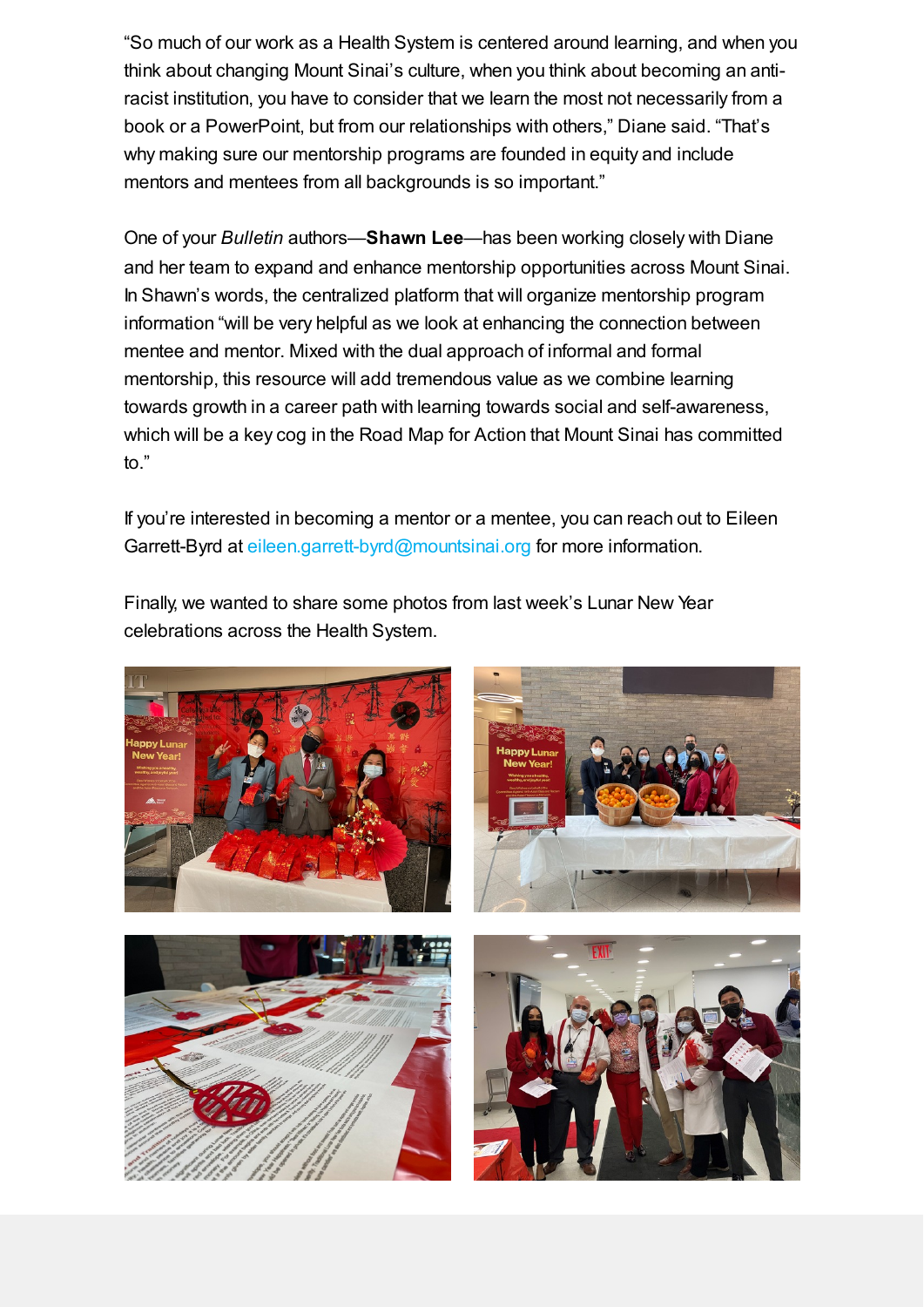"So much of our work as a Health System is centered around learning, and when you think about changing Mount Sinai's culture, when you think about becoming an anti-racist institution, you have to consider that we learn the most not necessarily from a book or a PowerPoint, but from our relationships with others," Diane said. "That's why making sure our mentorship programs are founded in equity and include mentors and mentees from all backgrounds is so important."

One of your *Bulletin* authors—**Shawn Lee**—has been working closely with Diane and her team to expand and enhance mentorship opportunities across Mount Sinai. In Shawn's words, the centralized platform that will organize mentorship program information "will be very helpful as we look at enhancing the connection between mentee and mentor. Mixed with the dual approach of informal and formal mentorship, this resource will add tremendous value as we combine learning towards growth in a career path with learning towards social and self-awareness, which will be a key cog in the Road Map for Action that Mount Sinai has committed to."

If you're interested in becoming a mentor or a mentee, you can reach out to Eileen Garrett-Byrd at eileen.garrett-byrd@mountsinai.org for more information.

Finally, we wanted to share some photos from last week's Lunar New Year celebrations across the Health System.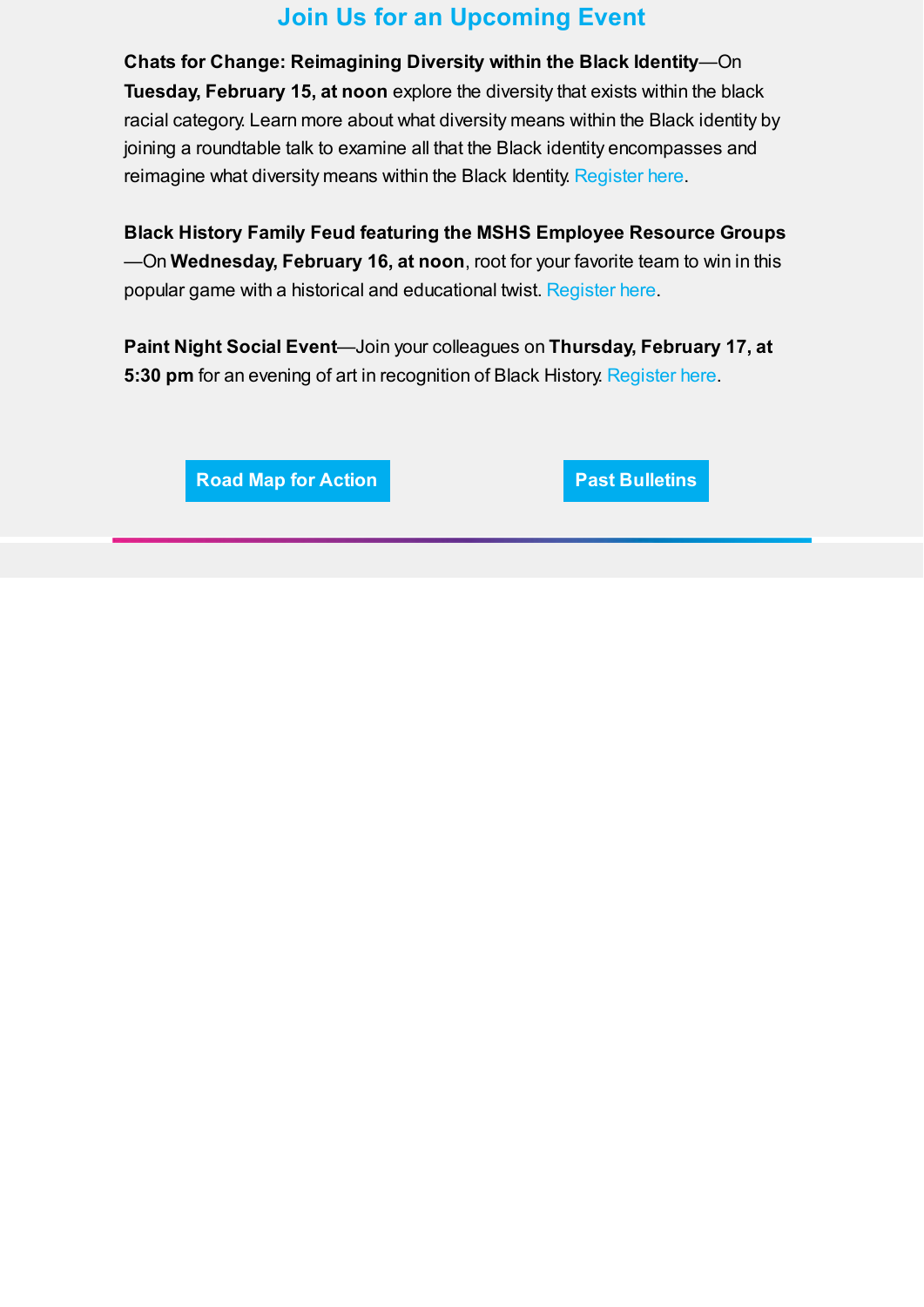## Join Us for an Upcoming Event

**Chats for Change: Reimagining Diversity within the Black Identity**—On **Tuesday, February 15, at noon** explore the diversity that exists within the black racial category. Learn more about what diversity means within the Black identity by joining a roundtable talk to examine all that the Black identity encompasses and reimagine what diversity means within the Black Identity. Register here.

**Black History Family Feud featuring the MSHS Employee Resource Groups**—On **Wednesday, February 16, at noon**, root for your favorite team to win in this popular game with a historical and educational twist. Register here.

**Paint Night Social Event**—Join your colleagues on **Thursday, February 17, at 5:30 pm** for an evening of art in recognition of Black History. Register here.

**Road Map for Action** | **Past Bulletins**